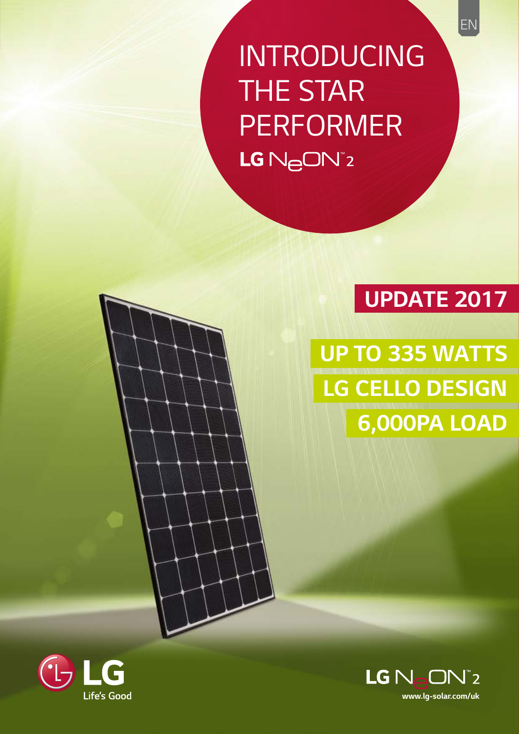EN

# INTRODUCING THE STAR PERFORMER

## LG NeON™2

**UPDATE 2017**

**UP TO 335 WATTS**

**LG CELLO DESIGN**

**6,000PA LOAD**

LG Life's Good

LG NeON™2

www.lg-solar.com/uk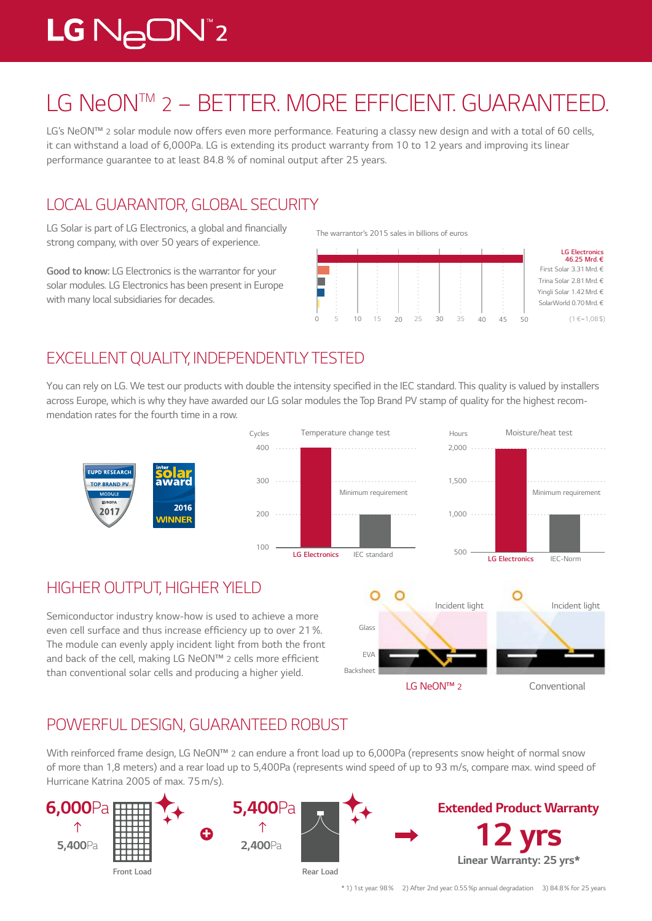LG NeON™ 2

# LG NeON™ 2 – BETTER. MORE EFFICIENT. GUARANTEED.

LG's NeON™ 2 solar module now offers even more performance. Featuring a classy new design and with a total of 60 cells, it can withstand a load of 6,000Pa. LG is extending its product warranty from 10 to 12 years and improving its linear performance guarantee to at least 84.8 % of nominal output after 25 years.

## LOCAL GUARANTOR, GLOBAL SECURITY

LG Solar is part of LG Electronics, a global and financially strong company, with over 50 years of experience.

**Good to know:** LG Electronics is the warrantor for your solar modules. LG Electronics has been present in Europe with many local subsidiaries for decades.

The warrantor's 2015 sales in billions of euros

| Company | Sales |
|---|---|
| LG Electronics | 46.25 Mrd. € |
| First Solar | 3.31 Mrd. € |
| Trina Solar | 2.81 Mrd. € |
| Yingli Solar | 1.42 Mrd. € |
| SolarWorld | 0.70 Mrd. € |

(1 €=1,08 $)

## EXCELLENT QUALITY, INDEPENDENTLY TESTED

You can rely on LG. We test our products with double the intensity specified in the IEC standard. This quality is valued by installers across Europe, which is why they have awarded our LG solar modules the Top Brand PV stamp of quality for the highest recommendation rates for the fourth time in a row.

EUPD RESEARCH TOP BRAND PV MODULE EUROPA 2017

intersolar award 2016 WINNER

Temperature change test (Cycles): LG Electronics 400; IEC standard 200 (Minimum requirement)

Moisture/heat test (Hours): LG Electronics 2,000; IEC-Norm 1,000 (Minimum requirement)

## HIGHER OUTPUT, HIGHER YIELD

Semiconductor industry know-how is used to achieve a more even cell surface and thus increase efficiency up to over 21 %. The module can evenly apply incident light from both the front and back of the cell, making LG NeON™ 2 cells more efficient than conventional solar cells and producing a higher yield.

Incident light – Glass – EVA – Backsheet

LG NeON™ 2 | Conventional

## POWERFUL DESIGN, GUARANTEED ROBUST

With reinforced frame design, LG NeON™ 2 can endure a front load up to 6,000Pa (represents snow height of normal snow of more than 1,8 meters) and a rear load up to 5,400Pa (represents wind speed of up to 93 m/s, compare max. wind speed of Hurricane Katrina 2005 of max. 75 m/s).

**6,000Pa** ↑ 5,400Pa – Front Load

**5,400Pa** ↑ 2,400Pa – Rear Load

**Extended Product Warranty**

**12 yrs**

**Linear Warranty: 25 yrs***

* 1) 1st year: 98 % 2) After 2nd year: 0.55 %p annual degradation 3) 84.8 % for 25 years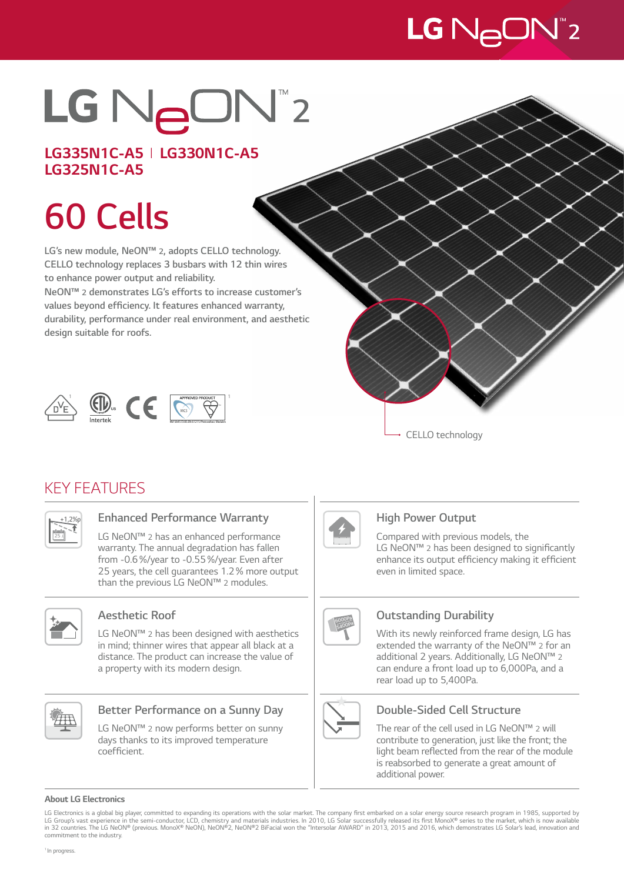# LG NeON™ 2

**LG335N1C-A5 | LG330N1C-A5**
**LG325N1C-A5**

## 60 Cells

LG's new module, NeON™ 2, adopts CELLO technology. CELLO technology replaces 3 busbars with 12 thin wires to enhance power output and reliability.
NeON™ 2 demonstrates LG's efforts to increase customer's values beyond efficiency. It features enhanced warranty, durability, performance under real environment, and aesthetic design suitable for roofs.

CELLO technology

## KEY FEATURES

### Enhanced Performance Warranty

LG NeON™ 2 has an enhanced performance warranty. The annual degradation has fallen from -0.6 %/year to -0.55 %/year. Even after 25 years, the cell guarantees 1.2 % more output than the previous LG NeON™ 2 modules.

### High Power Output

Compared with previous models, the LG NeON™ 2 has been designed to significantly enhance its output efficiency making it efficient even in limited space.

### Aesthetic Roof

LG NeON™ 2 has been designed with aesthetics in mind; thinner wires that appear all black at a distance. The product can increase the value of a property with its modern design.

### Outstanding Durability

With its newly reinforced frame design, LG has extended the warranty of the NeON™ 2 for an additional 2 years. Additionally, LG NeON™ 2 can endure a front load up to 6,000Pa, and a rear load up to 5,400Pa.

### Better Performance on a Sunny Day

LG NeON™ 2 now performs better on sunny days thanks to its improved temperature coefficient.

### Double-Sided Cell Structure

The rear of the cell used in LG NeON™ 2 will contribute to generation, just like the front; the light beam reflected from the rear of the module is reabsorbed to generate a great amount of additional power.

**About LG Electronics**

LG Electronics is a global big player, committed to expanding its operations with the solar market. The company first embarked on a solar energy source research program in 1985, supported by LG Group's vast experience in the semi-conductor, LCD, chemistry and materials industries. In 2010, LG Solar successfully released its first MonoX® series to the market, which is now available in 32 countries. The LG NeON® (previous. MonoX® NeON), NeON®2, NeON®2 BiFacial won the "Intersolar AWARD" in 2013, 2015 and 2016, which demonstrates LG Solar's lead, innovation and commitment to the industry.

[1] In progress.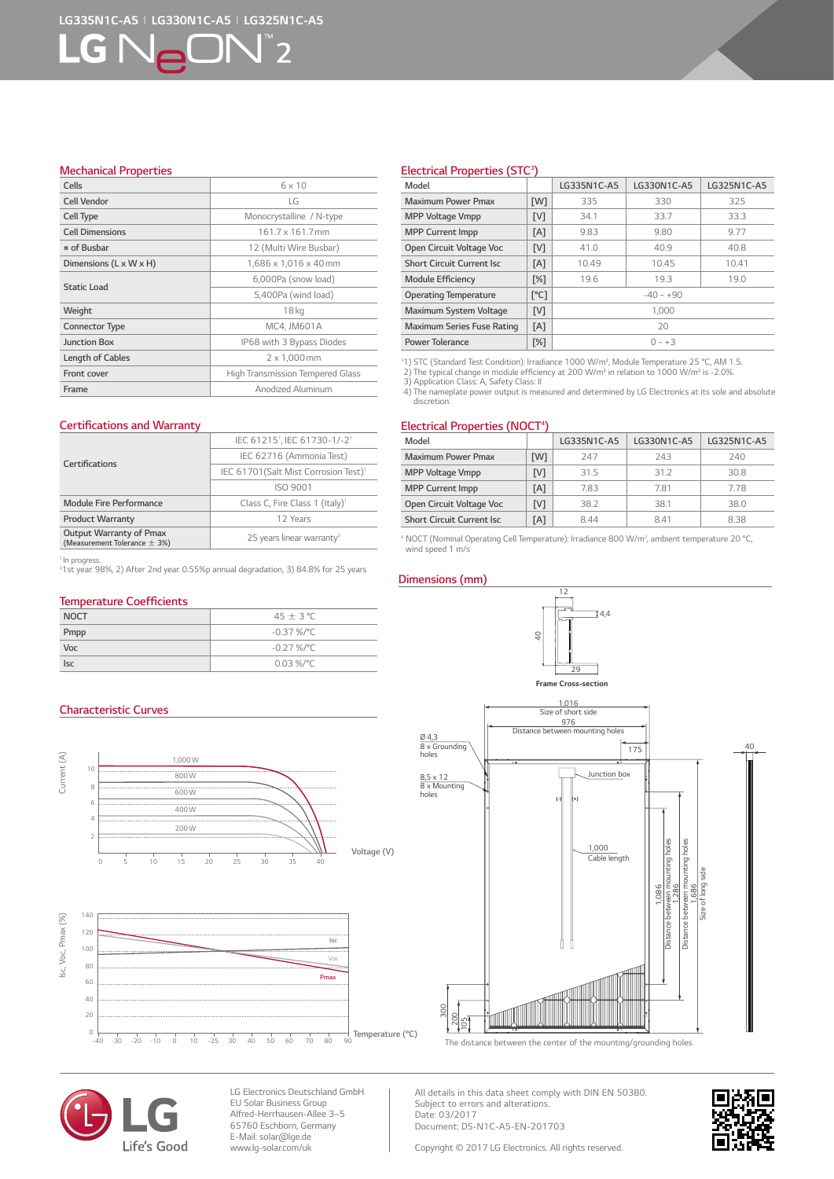LG335N1C-A5 | LG330N1C-A5 | LG325N1C-A5

# LG NeON™ 2

## Mechanical Properties

| | |
|---|---|
| Cells | 6 x 10 |
| Cell Vendor | LG |
| Cell Type | Monocrystalline / N-type |
| Cell Dimensions | 161.7 x 161.7 mm |
| # of Busbar | 12 (Multi Wire Busbar) |
| Dimensions (L x W x H) | 1,686 x 1,016 x 40 mm |
| Static Load | 6,000Pa (snow load) |
| | 5,400Pa (wind load) |
| Weight | 18 kg |
| Connector Type | MC4, JM601A |
| Junction Box | IP68 with 3 Bypass Diodes |
| Length of Cables | 2 x 1,000 mm |
| Front cover | High Transmission Tempered Glass |
| Frame | Anodized Aluminum |

## Certifications and Warranty

| | |
|---|---|
| Certifications | IEC 61215[1], IEC 61730-1/-2[1] |
| | IEC 62716 (Ammonia Test) |
| | IEC 61701(Salt Mist Corrosion Test)[1] |
| | ISO 9001 |
| Module Fire Performance | Class C, Fire Class 1 (Italy)[1] |
| Product Warranty | 12 Years |
| Output Warranty of Pmax (Measurement Tolerance ± 3%) | 25 years linear warranty[2] |

[1] In progress.
[2] 1st year: 98%, 2) After 2nd year: 0.55%p annual degradation, 3) 84.8% for 25 years

## Temperature Coefficients

| | |
|---|---|
| NOCT | 45 ± 3 °C |
| Pmpp | -0.37 %/°C |
| Voc | -0.27 %/°C |
| Isc | 0.03 %/°C |

## Characteristic Curves

Current (A)
1,000 W
800 W
600 W
400 W
200 W
Voltage (V)

Isc, Voc, Pmax (%)
Isc
Voc
Pmax
Temperature (°C)

## Electrical Properties (STC[3])

| Model | | LG335N1C-A5 | LG330N1C-A5 | LG325N1C-A5 |
|---|---|---|---|---|
| Maximum Power Pmax | [W] | 335 | 330 | 325 |
| MPP Voltage Vmpp | [V] | 34.1 | 33.7 | 33.3 |
| MPP Current Impp | [A] | 9.83 | 9.80 | 9.77 |
| Open Circuit Voltage Voc | [V] | 41.0 | 40.9 | 40.8 |
| Short Circuit Current Isc | [A] | 10.49 | 10.45 | 10.41 |
| Module Efficiency | [%] | 19.6 | 19.3 | 19.0 |
| Operating Temperature | [°C] | -40 ~ +90 | | |
| Maximum System Voltage | [V] | 1,000 | | |
| Maximum Series Fuse Rating | [A] | 20 | | |
| Power Tolerance | [%] | 0 ~ +3 | | |

[3] 1) STC (Standard Test Condition): Irradiance 1000 W/m², Module Temperature 25 °C, AM 1.5.
2) The typical change in module efficiency at 200 W/m² in relation to 1000 W/m² is -2.0%.
3) Application Class: A, Safety Class: II
4) The nameplate power output is measured and determined by LG Electronics at its sole and absolute discretion.

## Electrical Properties (NOCT[4])

| Model | | LG335N1C-A5 | LG330N1C-A5 | LG325N1C-A5 |
|---|---|---|---|---|
| Maximum Power Pmax | [W] | 247 | 243 | 240 |
| MPP Voltage Vmpp | [V] | 31.5 | 31.2 | 30.8 |
| MPP Current Impp | [A] | 7.83 | 7.81 | 7.78 |
| Open Circuit Voltage Voc | [V] | 38.2 | 38.1 | 38.0 |
| Short Circuit Current Isc | [A] | 8.44 | 8.41 | 8.38 |

[4] NOCT (Nominal Operating Cell Temperature): Irradiance 800 W/m², ambient temperature 20 °C, wind speed 1 m/s

## Dimensions (mm)

12
4,4
40
29
Frame Cross-section

1,016
Size of short side
976
Distance between mounting holes
Ø 4,3
8 x Grounding holes
8,5 x 12
8 x Mounting holes
175
Junction box
1,000
Cable length
1,086
Distance between mounting holes
1,286
Distance between mounting holes
1,686
Size of long side
40
300
200
105

The distance between the center of the mounting/grounding holes

LG Electronics Deutschland GmbH
EU Solar Business Group
Alfred-Herrhausen-Allee 3-5
65760 Eschborn, Germany
E-Mail: solar@lge.de
www.lg-solar.com/uk

All details in this data sheet comply with DIN EN 50380.
Subject to errors and alterations.
Date: 03/2017
Document: DS-N1C-A5-EN-201703

Copyright © 2017 LG Electronics. All rights reserved.